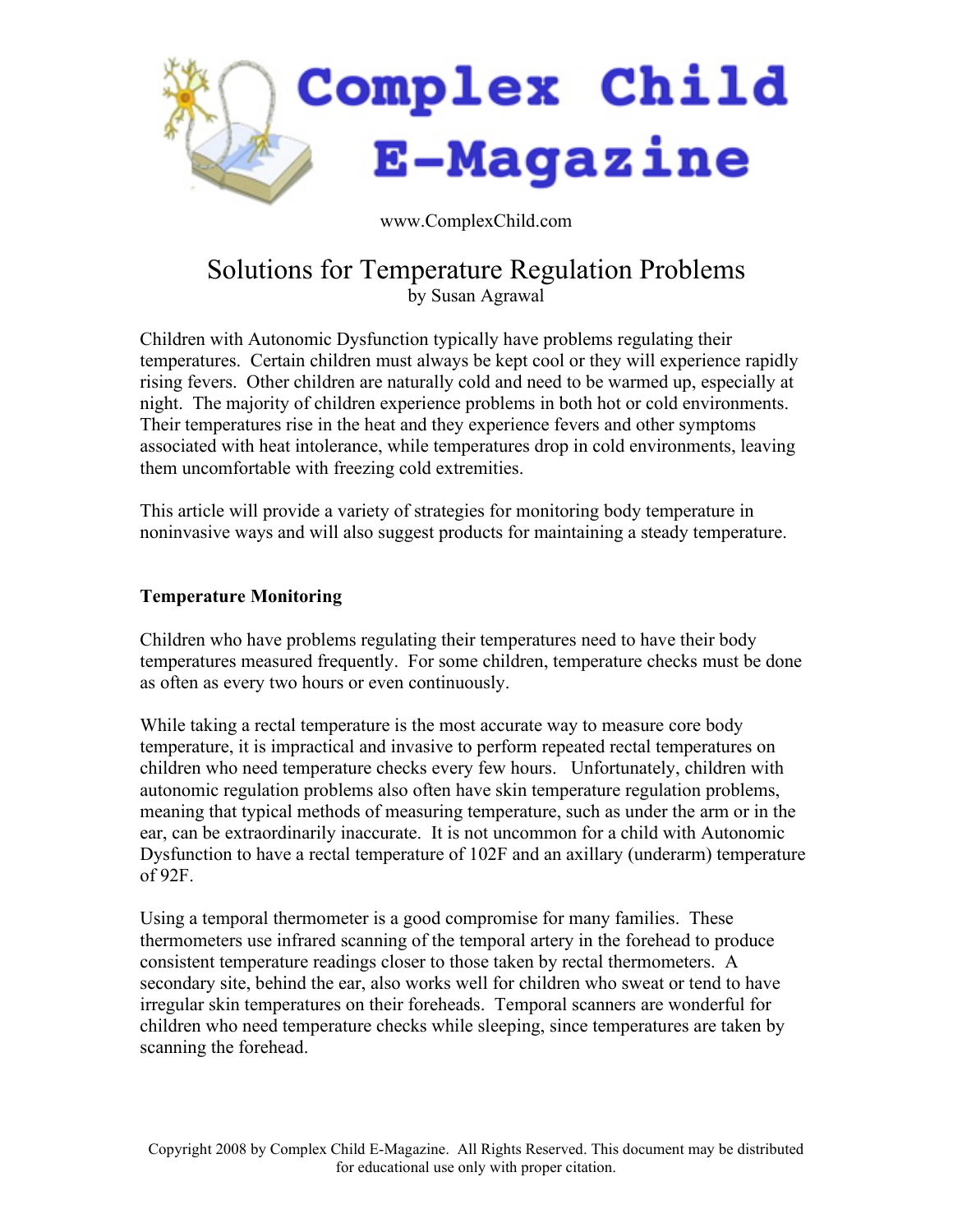# Complex Child E-Magazine

www.ComplexChild.com

## Solutions for Temperature Regulation Problems

by Susan Agrawal

Children with Autonomic Dysfunction typically have problems regulating their temperatures. Certain children must always be kept cool or they will experience rapidly rising fevers. Other children are naturally cold and need to be warmed up, especially at night. The majority of children experience problems in both hot or cold environments. Their temperatures rise in the heat and they experience fevers and other symptoms associated with heat intolerance, while temperatures drop in cold environments, leaving them uncomfortable with freezing cold extremities.

This article will provide a variety of strategies for monitoring body temperature in noninvasive ways and will also suggest products for maintaining a steady temperature.

### Temperature Monitoring

Children who have problems regulating their temperatures need to have their body temperatures measured frequently. For some children, temperature checks must be done as often as every two hours or even continuously.

While taking a rectal temperature is the most accurate way to measure core body temperature, it is impractical and invasive to perform repeated rectal temperatures on children who need temperature checks every few hours. Unfortunately, children with autonomic regulation problems also often have skin temperature regulation problems, meaning that typical methods of measuring temperature, such as under the arm or in the ear, can be extraordinarily inaccurate. It is not uncommon for a child with Autonomic Dysfunction to have a rectal temperature of 102F and an axillary (underarm) temperature of 92F.

Using a temporal thermometer is a good compromise for many families. These thermometers use infrared scanning of the temporal artery in the forehead to produce consistent temperature readings closer to those taken by rectal thermometers. A secondary site, behind the ear, also works well for children who sweat or tend to have irregular skin temperatures on their foreheads. Temporal scanners are wonderful for children who need temperature checks while sleeping, since temperatures are taken by scanning the forehead.

Copyright 2008 by Complex Child E-Magazine. All Rights Reserved. This document may be distributed for educational use only with proper citation.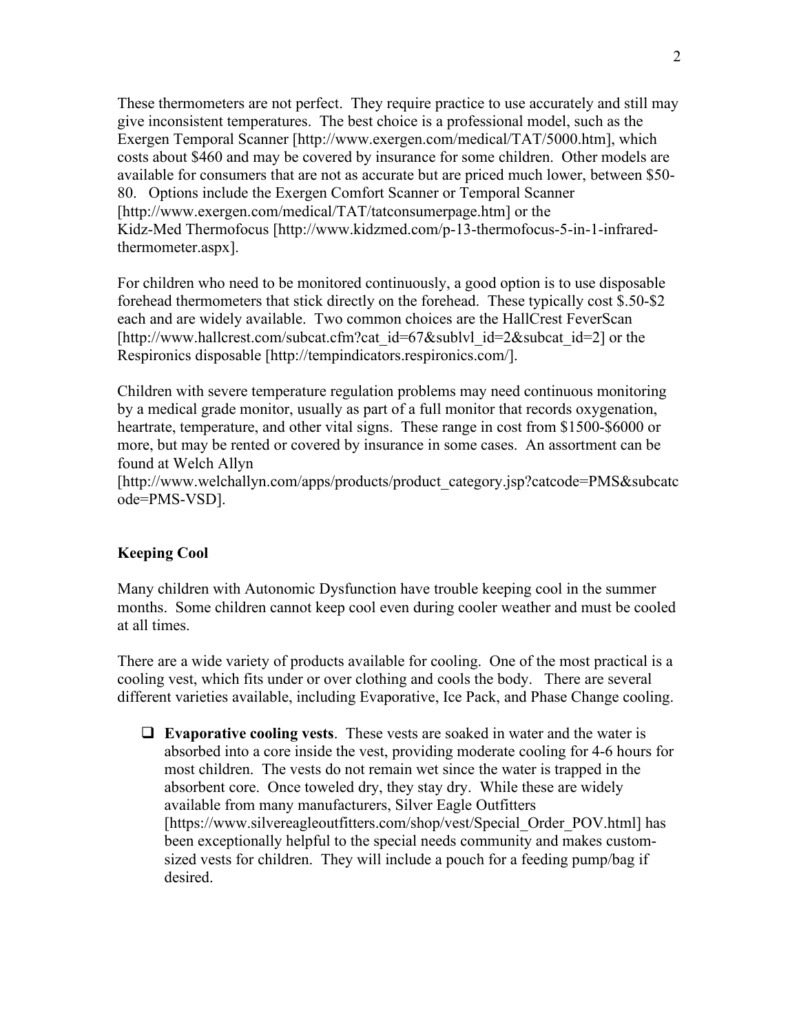These thermometers are not perfect. They require practice to use accurately and still may give inconsistent temperatures. The best choice is a professional model, such as the Exergen Temporal Scanner [http://www.exergen.com/medical/TAT/5000.htm], which costs about $460 and may be covered by insurance for some children. Other models are available for consumers that are not as accurate but are priced much lower, between $50-80. Options include the Exergen Comfort Scanner or Temporal Scanner [http://www.exergen.com/medical/TAT/tatconsumerpage.htm] or the Kidz-Med Thermofocus [http://www.kidzmed.com/p-13-thermofocus-5-in-1-infrared-thermometer.aspx].

For children who need to be monitored continuously, a good option is to use disposable forehead thermometers that stick directly on the forehead. These typically cost $.50-$2 each and are widely available. Two common choices are the HallCrest FeverScan [http://www.hallcrest.com/subcat.cfm?cat_id=67&sublvl_id=2&subcat_id=2] or the Respironics disposable [http://tempindicators.respironics.com/].

Children with severe temperature regulation problems may need continuous monitoring by a medical grade monitor, usually as part of a full monitor that records oxygenation, heartrate, temperature, and other vital signs. These range in cost from $1500-$6000 or more, but may be rented or covered by insurance in some cases. An assortment can be found at Welch Allyn [http://www.welchallyn.com/apps/products/product_category.jsp?catcode=PMS&subcatcode=PMS-VSD].

## Keeping Cool

Many children with Autonomic Dysfunction have trouble keeping cool in the summer months. Some children cannot keep cool even during cooler weather and must be cooled at all times.

There are a wide variety of products available for cooling. One of the most practical is a cooling vest, which fits under or over clothing and cools the body. There are several different varieties available, including Evaporative, Ice Pack, and Phase Change cooling.

- ☐ **Evaporative cooling vests**. These vests are soaked in water and the water is absorbed into a core inside the vest, providing moderate cooling for 4-6 hours for most children. The vests do not remain wet since the water is trapped in the absorbent core. Once toweled dry, they stay dry. While these are widely available from many manufacturers, Silver Eagle Outfitters [https://www.silvereagleoutfitters.com/shop/vest/Special_Order_POV.html] has been exceptionally helpful to the special needs community and makes custom-sized vests for children. They will include a pouch for a feeding pump/bag if desired.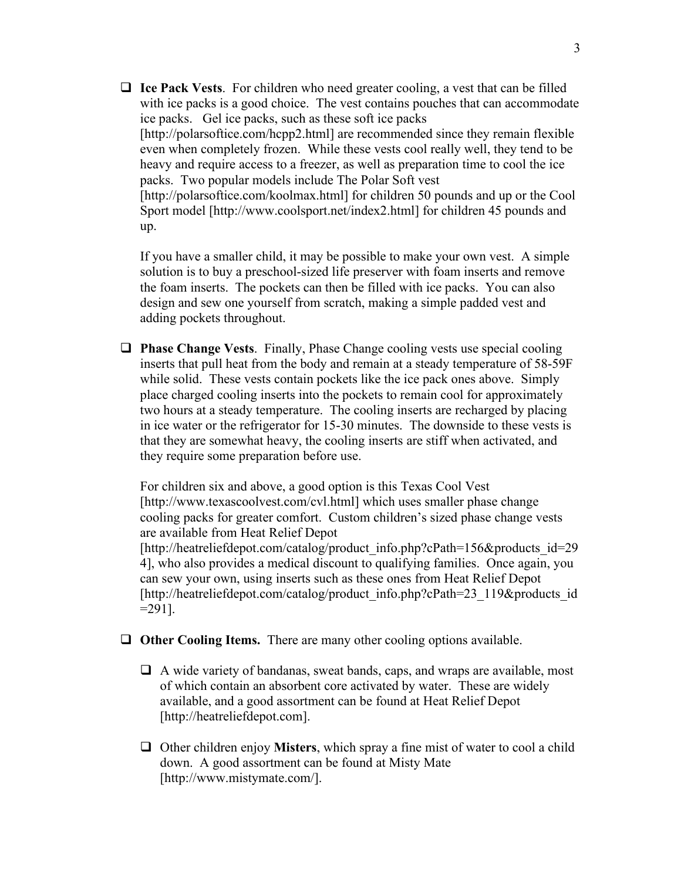- **Ice Pack Vests**. For children who need greater cooling, a vest that can be filled with ice packs is a good choice. The vest contains pouches that can accommodate ice packs. Gel ice packs, such as these soft ice packs [http://polarsoftice.com/hcpp2.html] are recommended since they remain flexible even when completely frozen. While these vests cool really well, they tend to be heavy and require access to a freezer, as well as preparation time to cool the ice packs. Two popular models include The Polar Soft vest [http://polarsoftice.com/koolmax.html] for children 50 pounds and up or the Cool Sport model [http://www.coolsport.net/index2.html] for children 45 pounds and up.

  If you have a smaller child, it may be possible to make your own vest. A simple solution is to buy a preschool-sized life preserver with foam inserts and remove the foam inserts. The pockets can then be filled with ice packs. You can also design and sew one yourself from scratch, making a simple padded vest and adding pockets throughout.

- **Phase Change Vests**. Finally, Phase Change cooling vests use special cooling inserts that pull heat from the body and remain at a steady temperature of 58-59F while solid. These vests contain pockets like the ice pack ones above. Simply place charged cooling inserts into the pockets to remain cool for approximately two hours at a steady temperature. The cooling inserts are recharged by placing in ice water or the refrigerator for 15-30 minutes. The downside to these vests is that they are somewhat heavy, the cooling inserts are stiff when activated, and they require some preparation before use.

  For children six and above, a good option is this Texas Cool Vest [http://www.texascoolvest.com/cvl.html] which uses smaller phase change cooling packs for greater comfort. Custom children's sized phase change vests are available from Heat Relief Depot [http://heatreliefdepot.com/catalog/product_info.php?cPath=156&products_id=294], who also provides a medical discount to qualifying families. Once again, you can sew your own, using inserts such as these ones from Heat Relief Depot [http://heatreliefdepot.com/catalog/product_info.php?cPath=23_119&products_id=291].

- **Other Cooling Items.** There are many other cooling options available.

  - A wide variety of bandanas, sweat bands, caps, and wraps are available, most of which contain an absorbent core activated by water. These are widely available, and a good assortment can be found at Heat Relief Depot [http://heatreliefdepot.com].

  - Other children enjoy **Misters**, which spray a fine mist of water to cool a child down. A good assortment can be found at Misty Mate [http://www.mistymate.com/].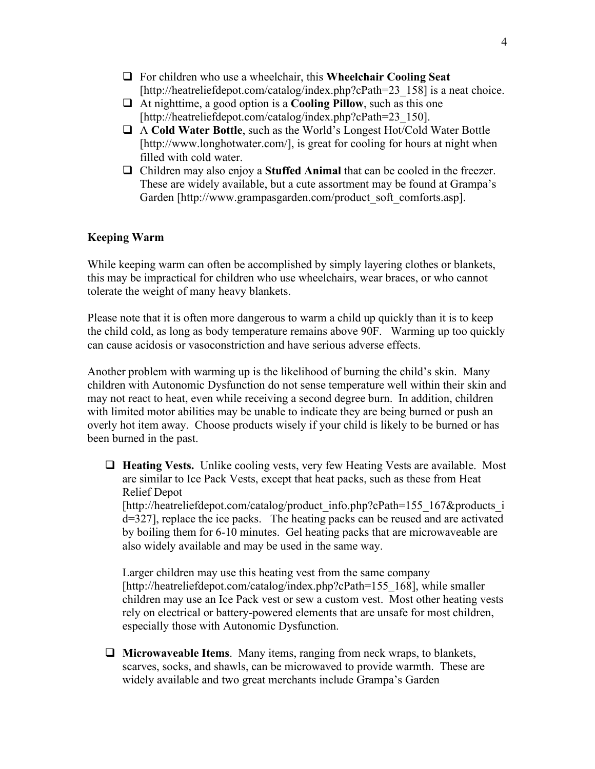- For children who use a wheelchair, this **Wheelchair Cooling Seat** [http://heatreliefdepot.com/catalog/index.php?cPath=23_158] is a neat choice.
- At nighttime, a good option is a **Cooling Pillow**, such as this one [http://heatreliefdepot.com/catalog/index.php?cPath=23_150].
- A **Cold Water Bottle**, such as the World's Longest Hot/Cold Water Bottle [http://www.longhotwater.com/], is great for cooling for hours at night when filled with cold water.
- Children may also enjoy a **Stuffed Animal** that can be cooled in the freezer. These are widely available, but a cute assortment may be found at Grampa's Garden [http://www.grampasgarden.com/product_soft_comforts.asp].

**Keeping Warm**

While keeping warm can often be accomplished by simply layering clothes or blankets, this may be impractical for children who use wheelchairs, wear braces, or who cannot tolerate the weight of many heavy blankets.

Please note that it is often more dangerous to warm a child up quickly than it is to keep the child cold, as long as body temperature remains above 90F. Warming up too quickly can cause acidosis or vasoconstriction and have serious adverse effects.

Another problem with warming up is the likelihood of burning the child's skin. Many children with Autonomic Dysfunction do not sense temperature well within their skin and may not react to heat, even while receiving a second degree burn. In addition, children with limited motor abilities may be unable to indicate they are being burned or push an overly hot item away. Choose products wisely if your child is likely to be burned or has been burned in the past.

- **Heating Vests.** Unlike cooling vests, very few Heating Vests are available. Most are similar to Ice Pack Vests, except that heat packs, such as these from Heat Relief Depot [http://heatreliefdepot.com/catalog/product_info.php?cPath=155_167&products_id=327], replace the ice packs. The heating packs can be reused and are activated by boiling them for 6-10 minutes. Gel heating packs that are microwaveable are also widely available and may be used in the same way.

  Larger children may use this heating vest from the same company [http://heatreliefdepot.com/catalog/index.php?cPath=155_168], while smaller children may use an Ice Pack vest or sew a custom vest. Most other heating vests rely on electrical or battery-powered elements that are unsafe for most children, especially those with Autonomic Dysfunction.

- **Microwaveable Items**. Many items, ranging from neck wraps, to blankets, scarves, socks, and shawls, can be microwaved to provide warmth. These are widely available and two great merchants include Grampa's Garden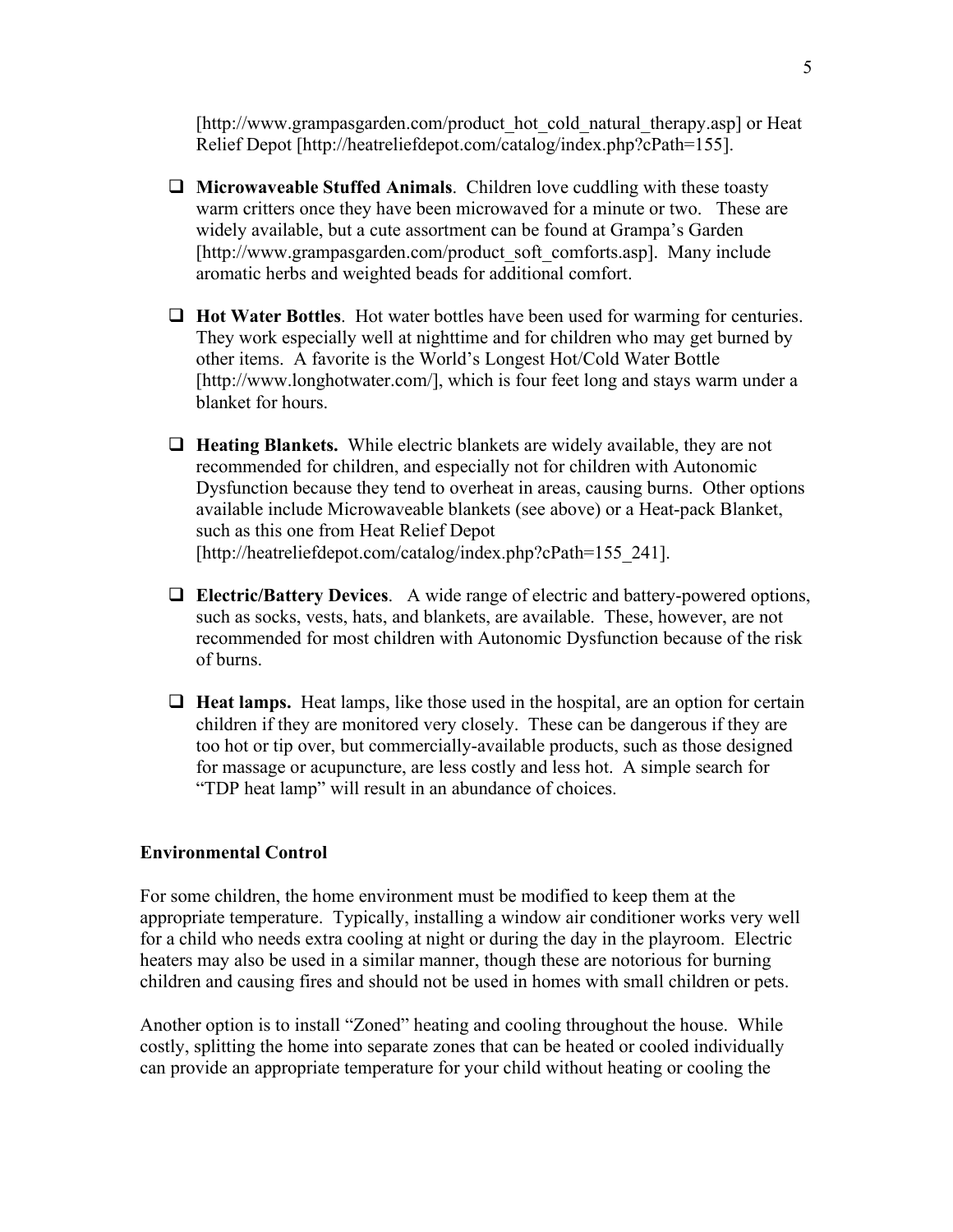[http://www.grampasgarden.com/product_hot_cold_natural_therapy.asp] or Heat Relief Depot [http://heatreliefdepot.com/catalog/index.php?cPath=155].

- **Microwaveable Stuffed Animals**. Children love cuddling with these toasty warm critters once they have been microwaved for a minute or two. These are widely available, but a cute assortment can be found at Grampa's Garden [http://www.grampasgarden.com/product_soft_comforts.asp]. Many include aromatic herbs and weighted beads for additional comfort.

- **Hot Water Bottles**. Hot water bottles have been used for warming for centuries. They work especially well at nighttime and for children who may get burned by other items. A favorite is the World's Longest Hot/Cold Water Bottle [http://www.longhotwater.com/], which is four feet long and stays warm under a blanket for hours.

- **Heating Blankets.** While electric blankets are widely available, they are not recommended for children, and especially not for children with Autonomic Dysfunction because they tend to overheat in areas, causing burns. Other options available include Microwaveable blankets (see above) or a Heat-pack Blanket, such as this one from Heat Relief Depot [http://heatreliefdepot.com/catalog/index.php?cPath=155_241].

- **Electric/Battery Devices**. A wide range of electric and battery-powered options, such as socks, vests, hats, and blankets, are available. These, however, are not recommended for most children with Autonomic Dysfunction because of the risk of burns.

- **Heat lamps.** Heat lamps, like those used in the hospital, are an option for certain children if they are monitored very closely. These can be dangerous if they are too hot or tip over, but commercially-available products, such as those designed for massage or acupuncture, are less costly and less hot. A simple search for "TDP heat lamp" will result in an abundance of choices.

**Environmental Control**

For some children, the home environment must be modified to keep them at the appropriate temperature. Typically, installing a window air conditioner works very well for a child who needs extra cooling at night or during the day in the playroom. Electric heaters may also be used in a similar manner, though these are notorious for burning children and causing fires and should not be used in homes with small children or pets.

Another option is to install "Zoned" heating and cooling throughout the house. While costly, splitting the home into separate zones that can be heated or cooled individually can provide an appropriate temperature for your child without heating or cooling the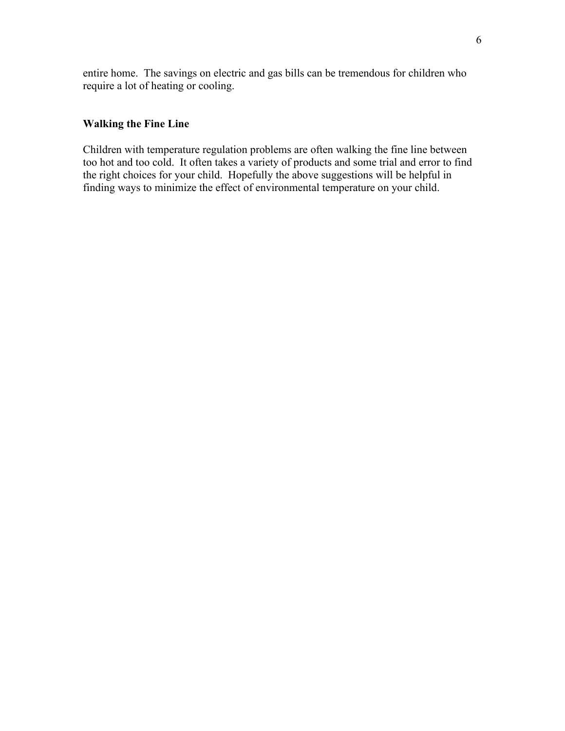entire home.  The savings on electric and gas bills can be tremendous for children who require a lot of heating or cooling.

## Walking the Fine Line

Children with temperature regulation problems are often walking the fine line between too hot and too cold.  It often takes a variety of products and some trial and error to find the right choices for your child.  Hopefully the above suggestions will be helpful in finding ways to minimize the effect of environmental temperature on your child.